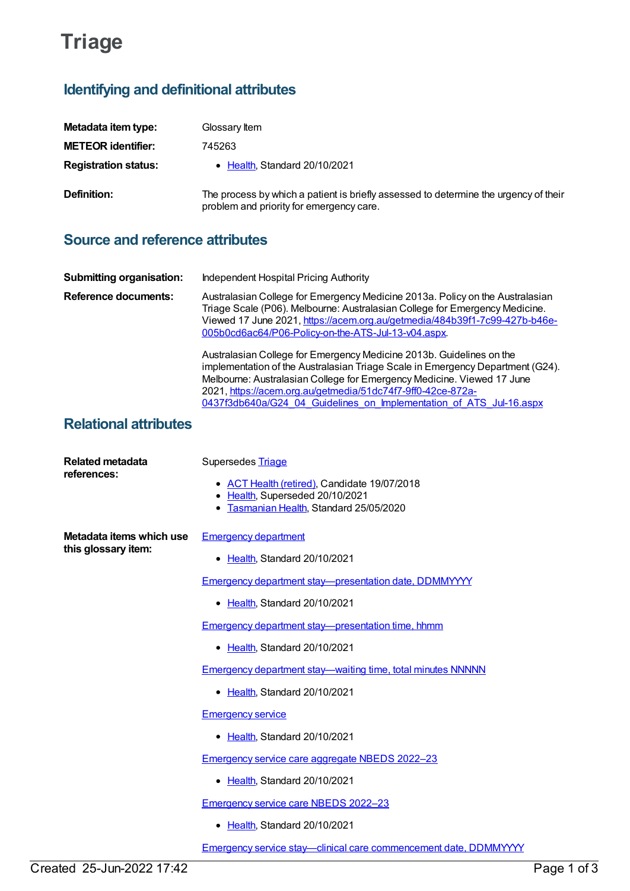# Triage

## Identifying and definitional attributes

**Metadata item type:** Glossary Item

**METEOR identifier:** 745263

**Registration status:**

- Health, Standard 20/10/2021

**Definition:** The process by which a patient is briefly assessed to determine the urgency of their problem and priority for emergency care.

## Source and reference attributes

**Submitting organisation:** Independent Hospital Pricing Authority

**Reference documents:** Australasian College for Emergency Medicine 2013a. Policy on the Australasian Triage Scale (P06). Melbourne: Australasian College for Emergency Medicine. Viewed 17 June 2021, https://acem.org.au/getmedia/484b39f1-7c99-427b-b46e-005b0cd6ac64/P06-Policy-on-the-ATS-Jul-13-v04.aspx.

Australasian College for Emergency Medicine 2013b. Guidelines on the implementation of the Australasian Triage Scale in Emergency Department (G24). Melbourne: Australasian College for Emergency Medicine. Viewed 17 June 2021, https://acem.org.au/getmedia/51dc74f7-9ff0-42ce-872a-0437f3db640a/G24_04_Guidelines_on_Implementation_of_ATS_Jul-16.aspx

## Relational attributes

**Related metadata references:**

Supersedes Triage

- ACT Health (retired), Candidate 19/07/2018
- Health, Superseded 20/10/2021
- Tasmanian Health, Standard 25/05/2020

**Metadata items which use this glossary item:**

Emergency department

- Health, Standard 20/10/2021

Emergency department stay—presentation date, DDMMYYYY

- Health, Standard 20/10/2021

Emergency department stay—presentation time, hhmm

- Health, Standard 20/10/2021

Emergency department stay—waiting time, total minutes NNNNN

- Health, Standard 20/10/2021

Emergency service

- Health, Standard 20/10/2021

Emergency service care aggregate NBEDS 2022–23

- Health, Standard 20/10/2021

Emergency service care NBEDS 2022–23

- Health, Standard 20/10/2021

Emergency service stay—clinical care commencement date, DDMMYYYY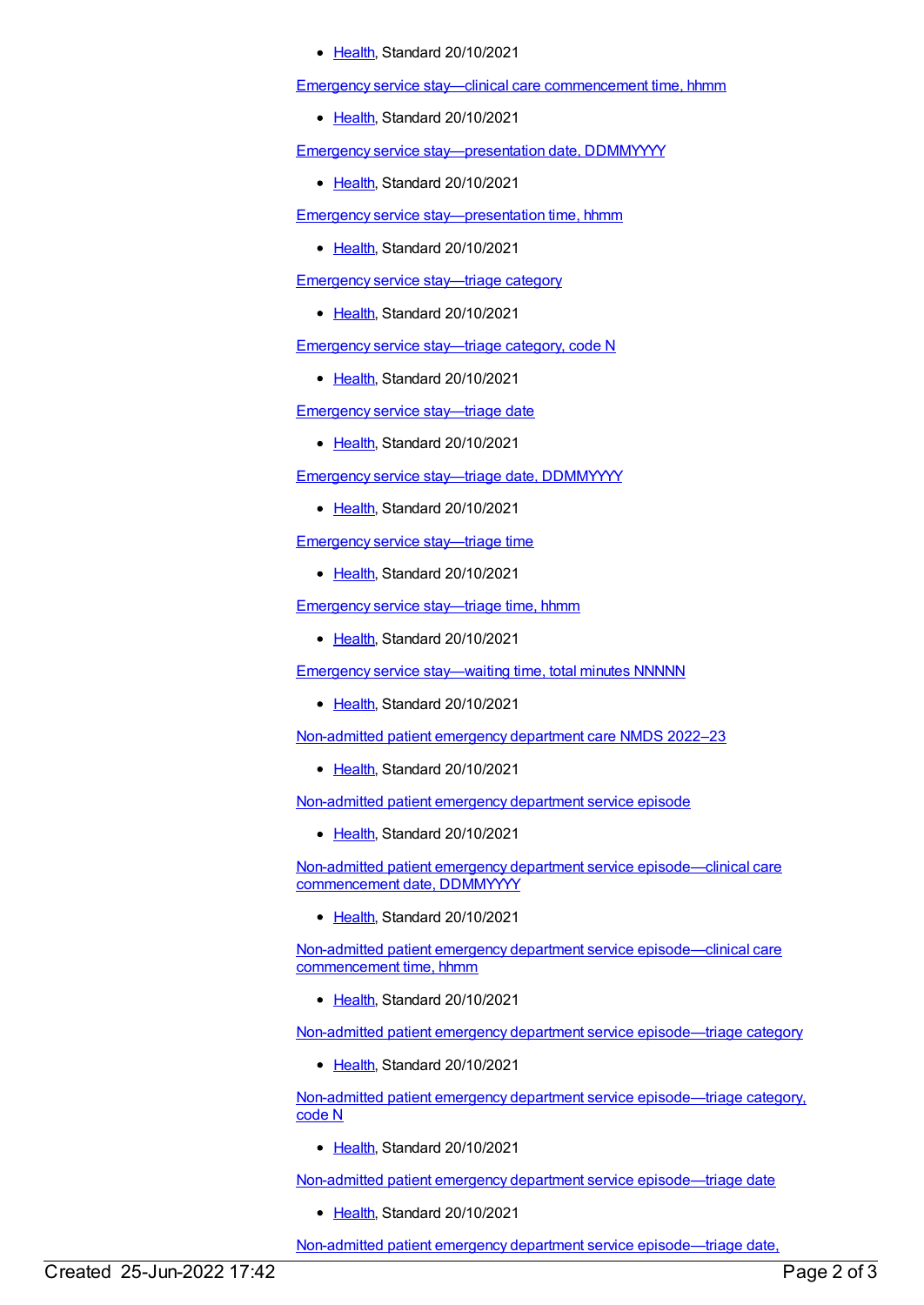- Health, Standard 20/10/2021

Emergency service stay—clinical care commencement time, hhmm

- Health, Standard 20/10/2021

Emergency service stay—presentation date, DDMMYYYY

- Health, Standard 20/10/2021

Emergency service stay—presentation time, hhmm

- Health, Standard 20/10/2021

Emergency service stay—triage category

- Health, Standard 20/10/2021

Emergency service stay—triage category, code N

- Health, Standard 20/10/2021

Emergency service stay—triage date

- Health, Standard 20/10/2021

Emergency service stay—triage date, DDMMYYYY

- Health, Standard 20/10/2021

Emergency service stay—triage time

- Health, Standard 20/10/2021

Emergency service stay—triage time, hhmm

- Health, Standard 20/10/2021

Emergency service stay—waiting time, total minutes NNNNN

- Health, Standard 20/10/2021

Non-admitted patient emergency department care NMDS 2022–23

- Health, Standard 20/10/2021

Non-admitted patient emergency department service episode

- Health, Standard 20/10/2021

Non-admitted patient emergency department service episode—clinical care commencement date, DDMMYYYY

- Health, Standard 20/10/2021

Non-admitted patient emergency department service episode—clinical care commencement time, hhmm

- Health, Standard 20/10/2021

Non-admitted patient emergency department service episode—triage category

- Health, Standard 20/10/2021

Non-admitted patient emergency department service episode—triage category, code N

- Health, Standard 20/10/2021

Non-admitted patient emergency department service episode—triage date

- Health, Standard 20/10/2021

Non-admitted patient emergency department service episode—triage date,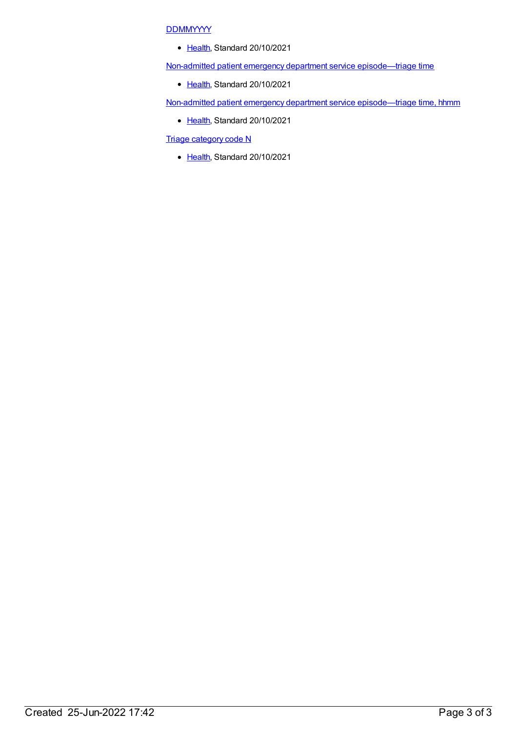[DDMMYYYY](#)

- [Health](#), Standard 20/10/2021

[Non-admitted patient emergency department service episode—triage time](#)

- [Health](#), Standard 20/10/2021

[Non-admitted patient emergency department service episode—triage time, hhmm](#)

- [Health](#), Standard 20/10/2021

[Triage category code N](#)

- [Health](#), Standard 20/10/2021